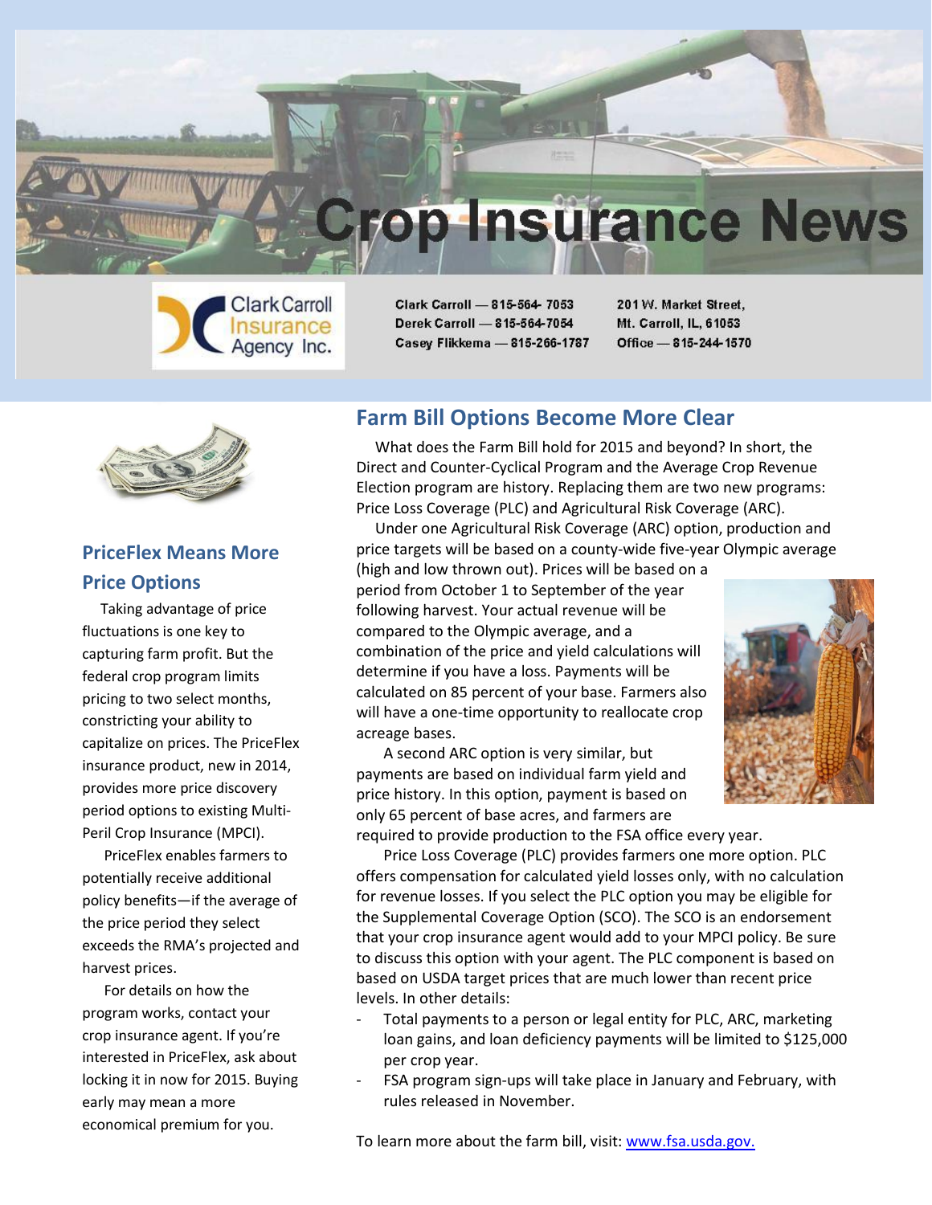# Crop Insurance News

Clark Carroll Insurance Agency Inc.

Clark Carroll — 815-564- 7053
Derek Carroll — 815-564-7054
Casey Flikkema — 815-266-1787

201 W. Market Street,
Mt. Carroll, IL, 61053
Office — 815-244-1570

## PriceFlex Means More Price Options

Taking advantage of price fluctuations is one key to capturing farm profit. But the federal crop program limits pricing to two select months, constricting your ability to capitalize on prices. The PriceFlex insurance product, new in 2014, provides more price discovery period options to existing Multi-Peril Crop Insurance (MPCI).

PriceFlex enables farmers to potentially receive additional policy benefits—if the average of the price period they select exceeds the RMA's projected and harvest prices.

For details on how the program works, contact your crop insurance agent. If you're interested in PriceFlex, ask about locking it in now for 2015. Buying early may mean a more economical premium for you.

## Farm Bill Options Become More Clear

What does the Farm Bill hold for 2015 and beyond? In short, the Direct and Counter-Cyclical Program and the Average Crop Revenue Election program are history. Replacing them are two new programs: Price Loss Coverage (PLC) and Agricultural Risk Coverage (ARC).

Under one Agricultural Risk Coverage (ARC) option, production and price targets will be based on a county-wide five-year Olympic average (high and low thrown out). Prices will be based on a period from October 1 to September of the year following harvest. Your actual revenue will be compared to the Olympic average, and a combination of the price and yield calculations will determine if you have a loss. Payments will be calculated on 85 percent of your base. Farmers also will have a one-time opportunity to reallocate crop acreage bases.

A second ARC option is very similar, but payments are based on individual farm yield and price history. In this option, payment is based on only 65 percent of base acres, and farmers are required to provide production to the FSA office every year.

Price Loss Coverage (PLC) provides farmers one more option. PLC offers compensation for calculated yield losses only, with no calculation for revenue losses. If you select the PLC option you may be eligible for the Supplemental Coverage Option (SCO). The SCO is an endorsement that your crop insurance agent would add to your MPCI policy. Be sure to discuss this option with your agent. The PLC component is based on based on USDA target prices that are much lower than recent price levels. In other details:

- Total payments to a person or legal entity for PLC, ARC, marketing loan gains, and loan deficiency payments will be limited to $125,000 per crop year.
- FSA program sign-ups will take place in January and February, with rules released in November.

To learn more about the farm bill, visit: [www.fsa.usda.gov.](http://www.fsa.usda.gov)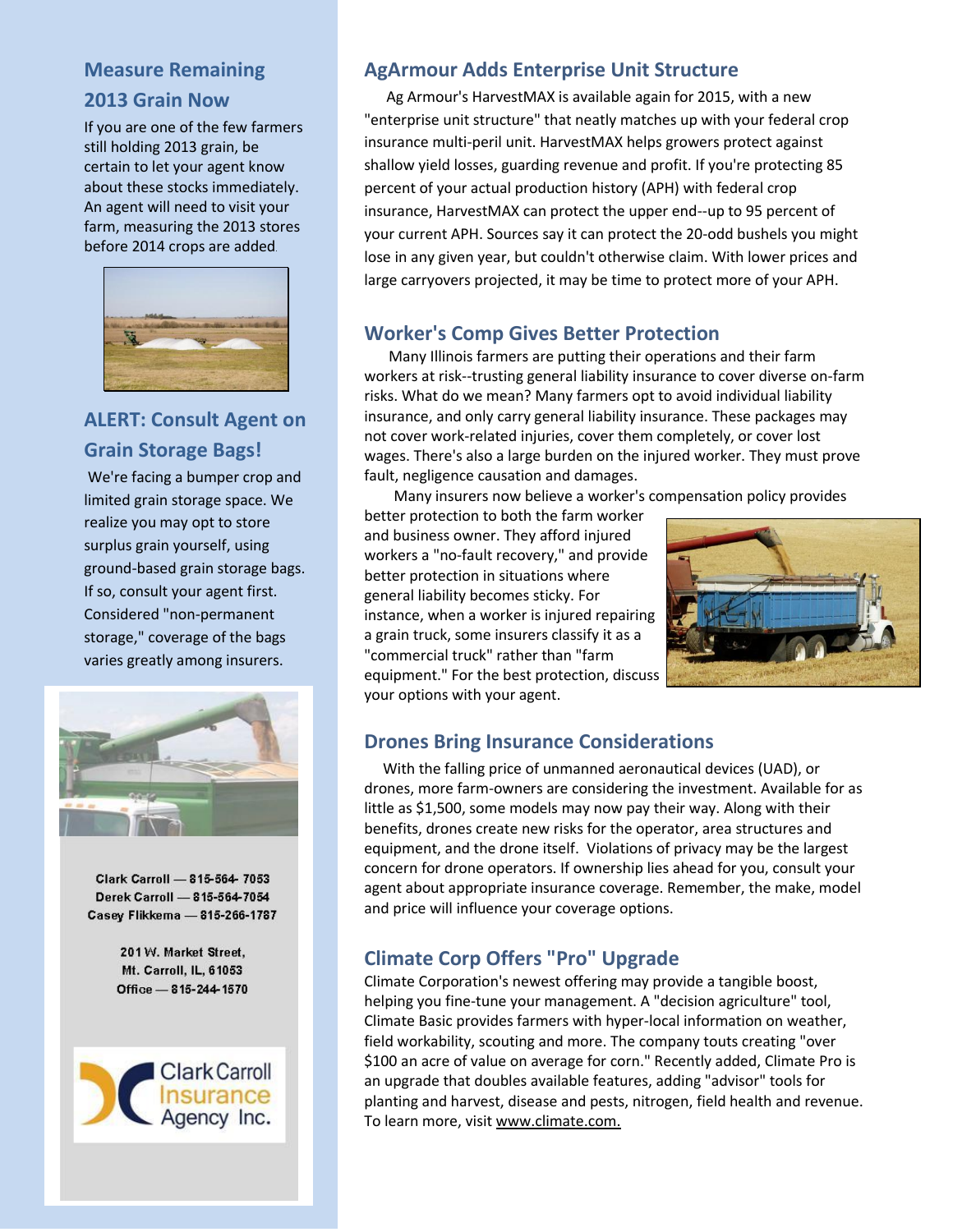## Measure Remaining 2013 Grain Now

If you are one of the few farmers still holding 2013 grain, be certain to let your agent know about these stocks immediately. An agent will need to visit your farm, measuring the 2013 stores before 2014 crops are added.

## ALERT: Consult Agent on Grain Storage Bags!

We're facing a bumper crop and limited grain storage space. We realize you may opt to store surplus grain yourself, using ground-based grain storage bags. If so, consult your agent first. Considered "non-permanent storage," coverage of the bags varies greatly among insurers.

Clark Carroll — 815-564- 7053
Derek Carroll — 815-564-7054
Casey Flikkema — 815-266-1787

201 W. Market Street,
Mt. Carroll, IL, 61053
Office — 815-244-1570

Clark Carroll Insurance Agency Inc.

## AgArmour Adds Enterprise Unit Structure

Ag Armour's HarvestMAX is available again for 2015, with a new "enterprise unit structure" that neatly matches up with your federal crop insurance multi-peril unit. HarvestMAX helps growers protect against shallow yield losses, guarding revenue and profit. If you're protecting 85 percent of your actual production history (APH) with federal crop insurance, HarvestMAX can protect the upper end--up to 95 percent of your current APH. Sources say it can protect the 20-odd bushels you might lose in any given year, but couldn't otherwise claim. With lower prices and large carryovers projected, it may be time to protect more of your APH.

## Worker's Comp Gives Better Protection

Many Illinois farmers are putting their operations and their farm workers at risk--trusting general liability insurance to cover diverse on-farm risks. What do we mean? Many farmers opt to avoid individual liability insurance, and only carry general liability insurance. These packages may not cover work-related injuries, cover them completely, or cover lost wages. There's also a large burden on the injured worker. They must prove fault, negligence causation and damages.

Many insurers now believe a worker's compensation policy provides better protection to both the farm worker and business owner. They afford injured workers a "no-fault recovery," and provide better protection in situations where general liability becomes sticky. For instance, when a worker is injured repairing a grain truck, some insurers classify it as a "commercial truck" rather than "farm equipment." For the best protection, discuss your options with your agent.

## Drones Bring Insurance Considerations

With the falling price of unmanned aeronautical devices (UAD), or drones, more farm-owners are considering the investment. Available for as little as $1,500, some models may now pay their way. Along with their benefits, drones create new risks for the operator, area structures and equipment, and the drone itself. Violations of privacy may be the largest concern for drone operators. If ownership lies ahead for you, consult your agent about appropriate insurance coverage. Remember, the make, model and price will influence your coverage options.

## Climate Corp Offers "Pro" Upgrade

Climate Corporation's newest offering may provide a tangible boost, helping you fine-tune your management. A "decision agriculture" tool, Climate Basic provides farmers with hyper-local information on weather, field workability, scouting and more. The company touts creating "over $100 an acre of value on average for corn." Recently added, Climate Pro is an upgrade that doubles available features, adding "advisor" tools for planting and harvest, disease and pests, nitrogen, field health and revenue. To learn more, visit www.climate.com.